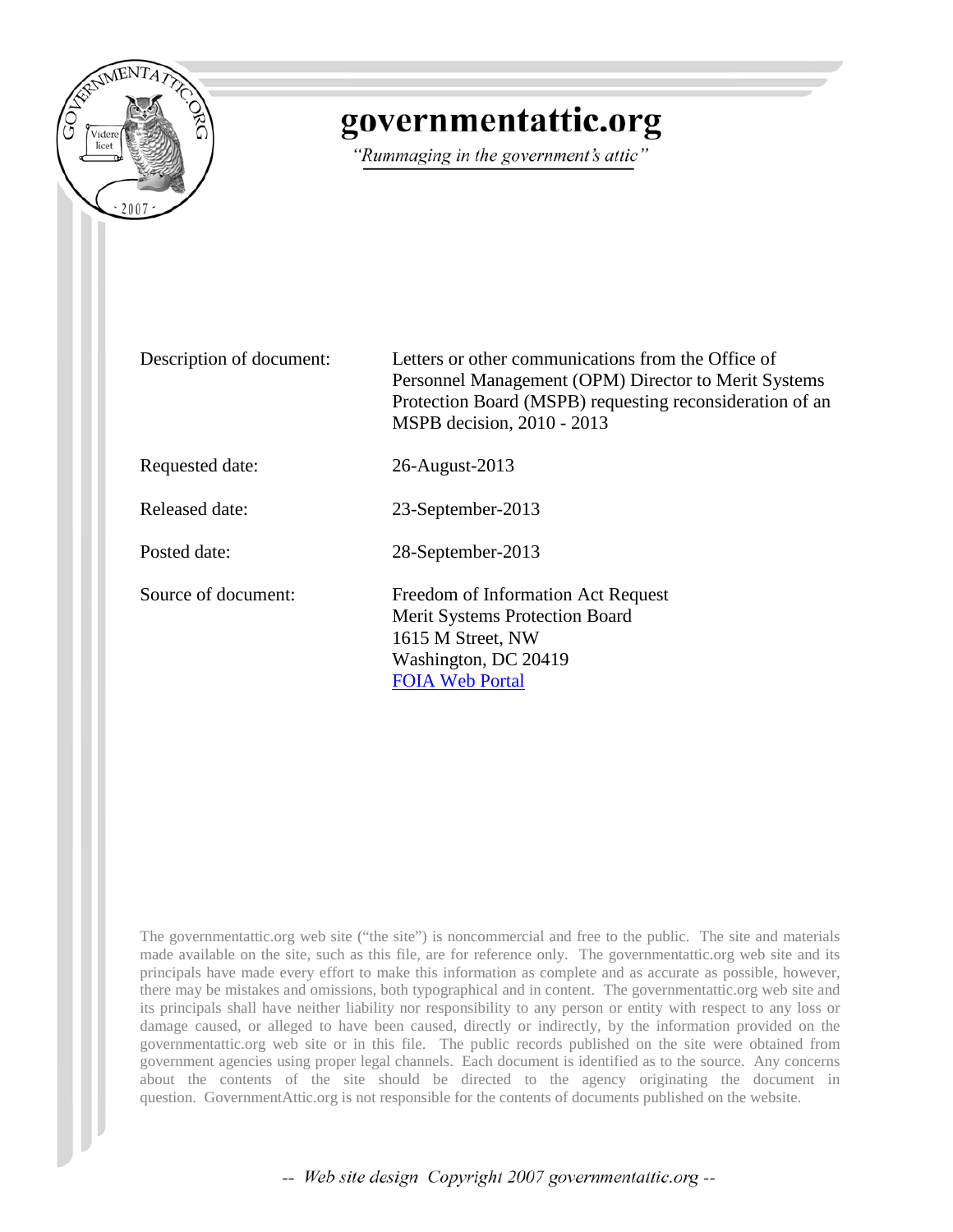# governmentattic.org

*"Rummaging in the government's attic"*

| | |
|---|---|
| Description of document: | Letters or other communications from the Office of Personnel Management (OPM) Director to Merit Systems Protection Board (MSPB) requesting reconsideration of an MSPB decision, 2010 - 2013 |
| Requested date: | 26-August-2013 |
| Released date: | 23-September-2013 |
| Posted date: | 28-September-2013 |
| Source of document: | Freedom of Information Act Request<br>Merit Systems Protection Board<br>1615 M Street, NW<br>Washington, DC 20419<br>FOIA Web Portal |

The governmentattic.org web site ("the site") is noncommercial and free to the public. The site and materials made available on the site, such as this file, are for reference only. The governmentattic.org web site and its principals have made every effort to make this information as complete and as accurate as possible, however, there may be mistakes and omissions, both typographical and in content. The governmentattic.org web site and its principals shall have neither liability nor responsibility to any person or entity with respect to any loss or damage caused, or alleged to have been caused, directly or indirectly, by the information provided on the governmentattic.org web site or in this file. The public records published on the site were obtained from government agencies using proper legal channels. Each document is identified as to the source. Any concerns about the contents of the site should be directed to the agency originating the document in question. GovernmentAttic.org is not responsible for the contents of documents published on the website.

-- Web site design Copyright 2007 governmentattic.org --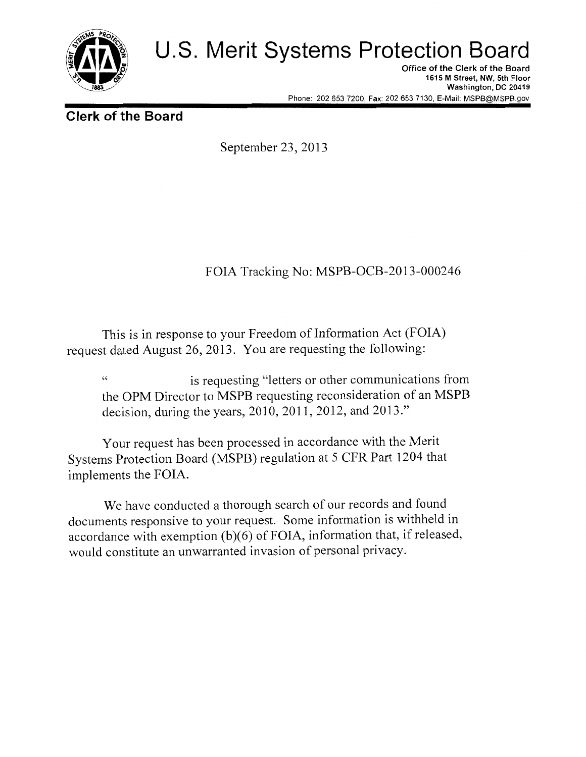# U.S. Merit Systems Protection Board

**Office of the Clerk of the Board**
**1615 M Street, NW, 5th Floor**
**Washington, DC 20419**
Phone: 202 653 7200, Fax: 202 653 7130, E-Mail: MSPB@MSPB.gov

**Clerk of the Board**

September 23, 2013

FOIA Tracking No: MSPB-OCB-2013-000246

This is in response to your Freedom of Information Act (FOIA) request dated August 26, 2013. You are requesting the following:

> "                is requesting "letters or other communications from the OPM Director to MSPB requesting reconsideration of an MSPB decision, during the years, 2010, 2011, 2012, and 2013."

Your request has been processed in accordance with the Merit Systems Protection Board (MSPB) regulation at 5 CFR Part 1204 that implements the FOIA.

We have conducted a thorough search of our records and found documents responsive to your request. Some information is withheld in accordance with exemption (b)(6) of FOIA, information that, if released, would constitute an unwarranted invasion of personal privacy.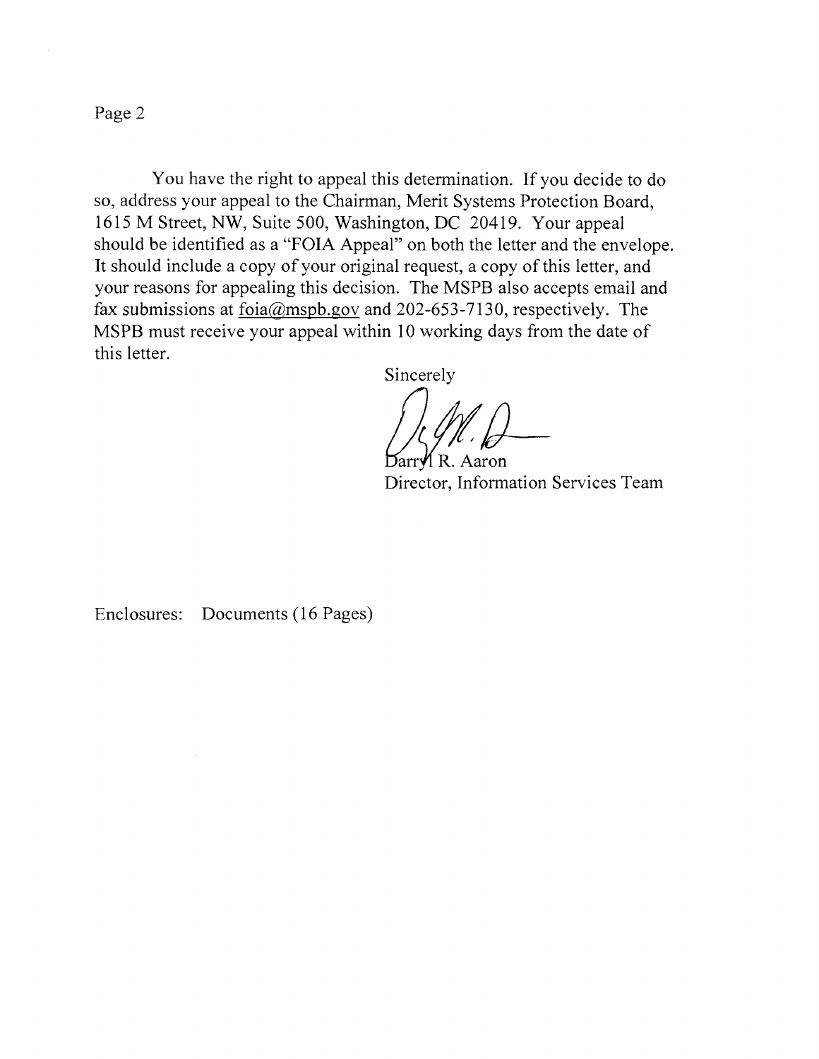You have the right to appeal this determination. If you decide to do so, address your appeal to the Chairman, Merit Systems Protection Board, 1615 M Street, NW, Suite 500, Washington, DC 20419. Your appeal should be identified as a "FOIA Appeal" on both the letter and the envelope. It should include a copy of your original request, a copy of this letter, and your reasons for appealing this decision. The MSPB also accepts email and fax submissions at foia@mspb.gov and 202-653-7130, respectively. The MSPB must receive your appeal within 10 working days from the date of this letter.

Sincerely

Darryl R. Aaron
Director, Information Services Team

Enclosures: Documents (16 Pages)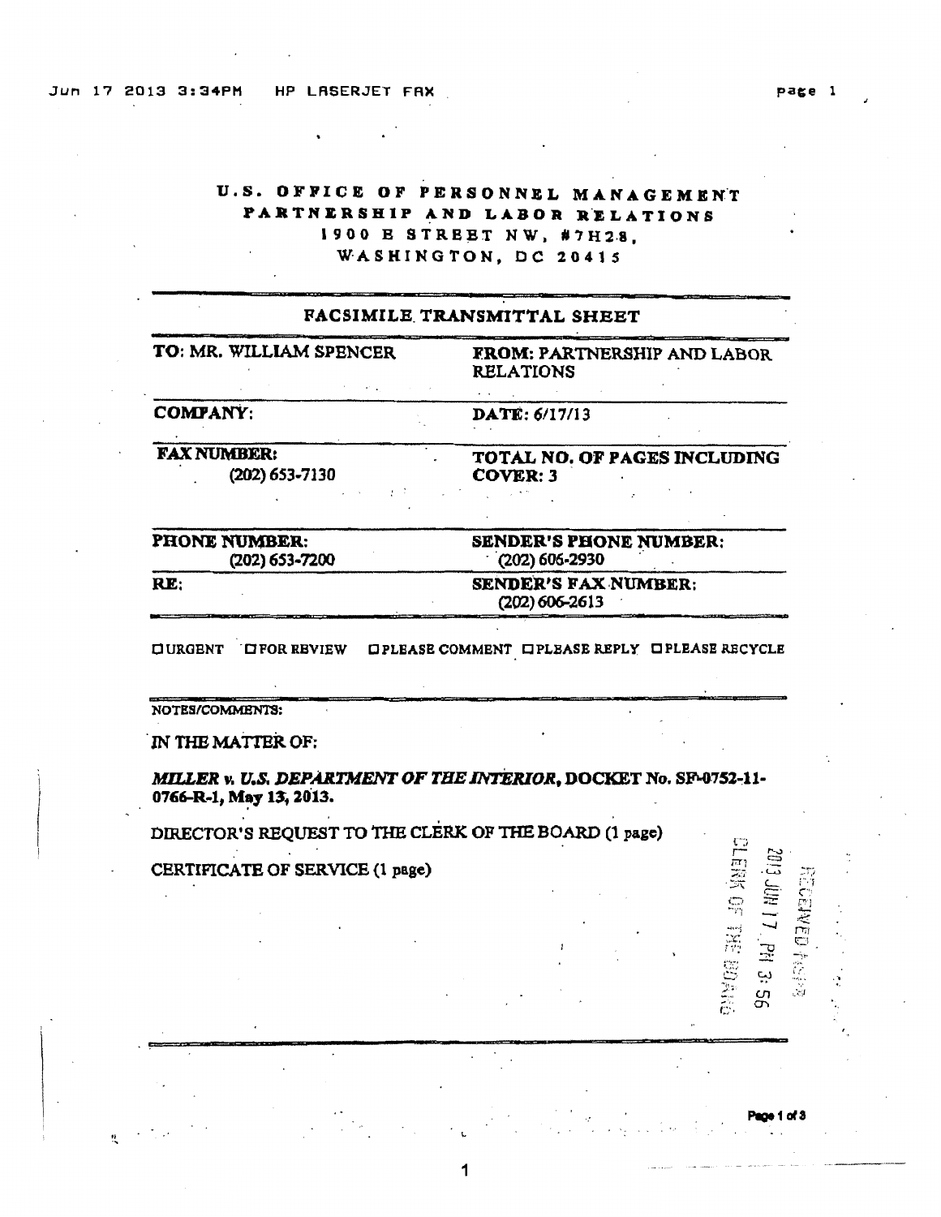# U.S. OFFICE OF PERSONNEL MANAGEMENT
## PARTNERSHIP AND LABOR RELATIONS
1900 E STREET NW, #7H28,
WASHINGTON, DC 20415

### FACSIMILE TRANSMITTAL SHEET

| | |
|---|---|
| **TO:** MR. WILLIAM SPENCER | **FROM:** PARTNERSHIP AND LABOR RELATIONS |
| **COMPANY:** | **DATE:** 6/17/13 |
| **FAX NUMBER:** (202) 653-7130 | **TOTAL NO. OF PAGES INCLUDING COVER:** 3 |
| **PHONE NUMBER:** (202) 653-7200 | **SENDER'S PHONE NUMBER:** (202) 606-2930 |
| **RE:** | **SENDER'S FAX NUMBER:** (202) 606-2613 |

☐ URGENT ☐ FOR REVIEW ☐ PLEASE COMMENT ☐ PLEASE REPLY ☐ PLEASE RECYCLE

NOTES/COMMENTS:

IN THE MATTER OF:

***MILLER v. U.S. DEPARTMENT OF THE INTERIOR*, DOCKET No. SF-0752-11-0766-R-1, May 13, 2013.**

DIRECTOR'S REQUEST TO THE CLERK OF THE BOARD (1 page)

CERTIFICATE OF SERVICE (1 page)

RECEIVED MSPB
2013 JUN 17 PM 3:56
CLERK OF THE BOARD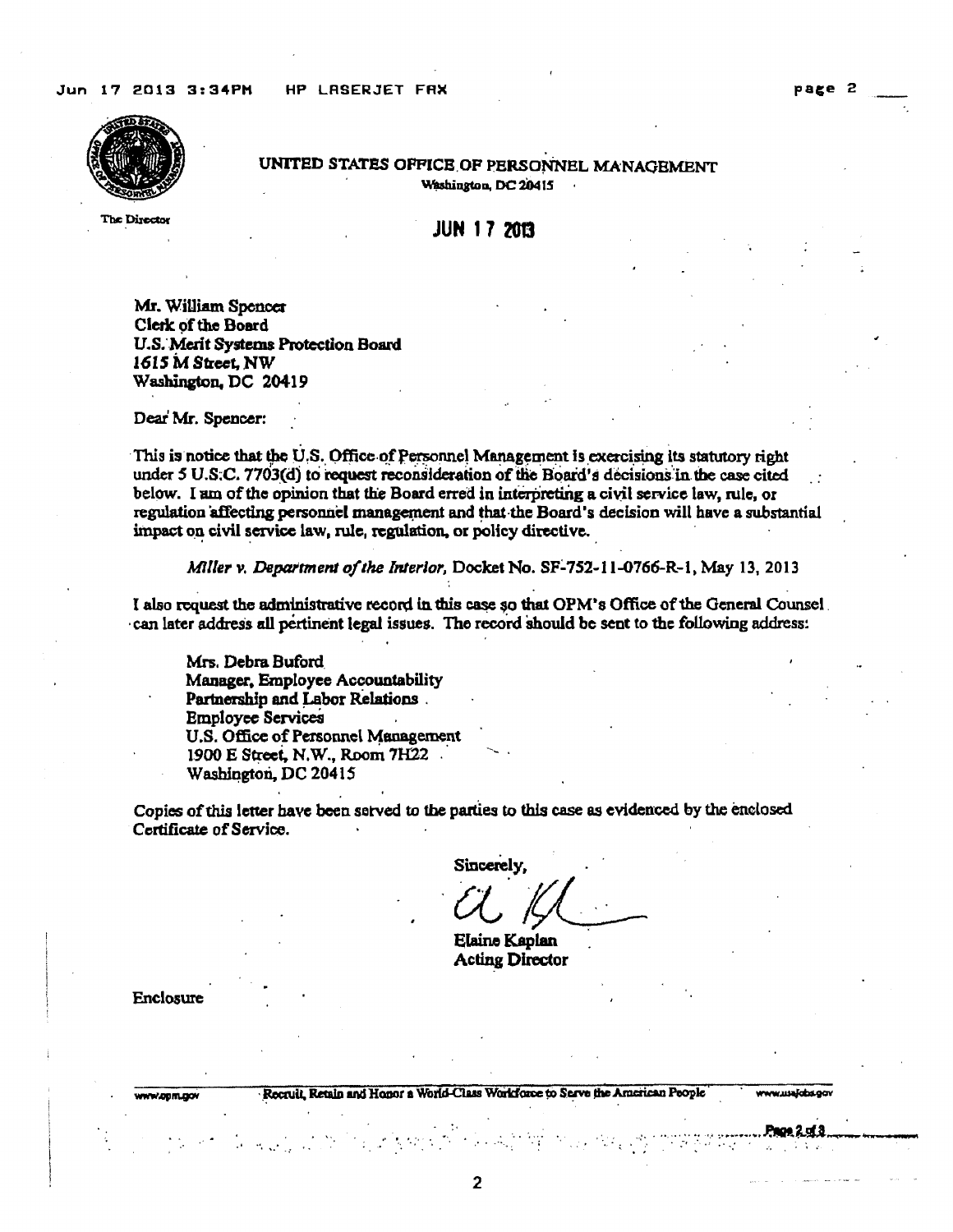UNITED STATES OFFICE OF PERSONNEL MANAGEMENT
Washington, DC 20415

The Director

JUN 17 2013

Mr. William Spencer
Clerk of the Board
U.S. Merit Systems Protection Board
1615 M Street, NW
Washington, DC 20419

Dear Mr. Spencer:

This is notice that the U.S. Office of Personnel Management is exercising its statutory right under 5 U.S.C. 7703(d) to request reconsideration of the Board's decisions in the case cited below. I am of the opinion that the Board erred in interpreting a civil service law, rule, or regulation affecting personnel management and that the Board's decision will have a substantial impact on civil service law, rule, regulation, or policy directive.

*Miller v. Department of the Interior*, Docket No. SF-752-11-0766-R-1, May 13, 2013

I also request the administrative record in this case so that OPM's Office of the General Counsel can later address all pertinent legal issues. The record should be sent to the following address:

Mrs. Debra Buford
Manager, Employee Accountability
Partnership and Labor Relations
Employee Services
U.S. Office of Personnel Management
1900 E Street, N.W., Room 7H22
Washington, DC 20415

Copies of this letter have been served to the parties to this case as evidenced by the enclosed Certificate of Service.

Sincerely,

Elaine Kaplan
Acting Director

Enclosure

www.opm.gov — Recruit, Retain and Honor a World-Class Workforce to Serve the American People — www.usajobs.gov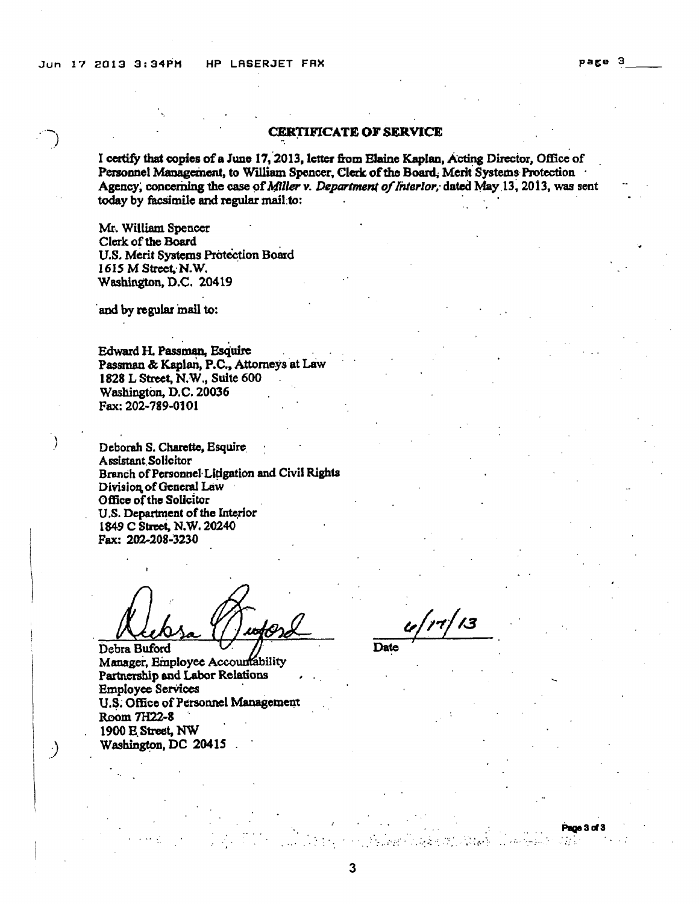## CERTIFICATE OF SERVICE

I certify that copies of a June 17, 2013, letter from Elaine Kaplan, Acting Director, Office of Personnel Management, to William Spencer, Clerk of the Board, Merit Systems Protection Agency, concerning the case of *Miller v. Department of Interior*, dated May 13, 2013, was sent today by facsimile and regular mail to:

Mr. William Spencer
Clerk of the Board
U.S. Merit Systems Protection Board
1615 M Street, N.W.
Washington, D.C. 20419

and by regular mail to:

Edward H. Passman, Esquire
Passman & Kaplan, P.C., Attorneys at Law
1828 L Street, N.W., Suite 600
Washington, D.C. 20036
Fax: 202-789-0101

Deborah S. Charette, Esquire
Assistant Solicitor
Branch of Personnel Litigation and Civil Rights
Division of General Law
Office of the Solicitor
U.S. Department of the Interior
1849 C Street, N.W. 20240
Fax: 202-208-3230

Debra Buford
Manager, Employee Accountability
Partnership and Labor Relations
Employee Services
U.S. Office of Personnel Management
Room 7H22-8
1900 E Street, NW
Washington, DC 20415

6/17/13
Date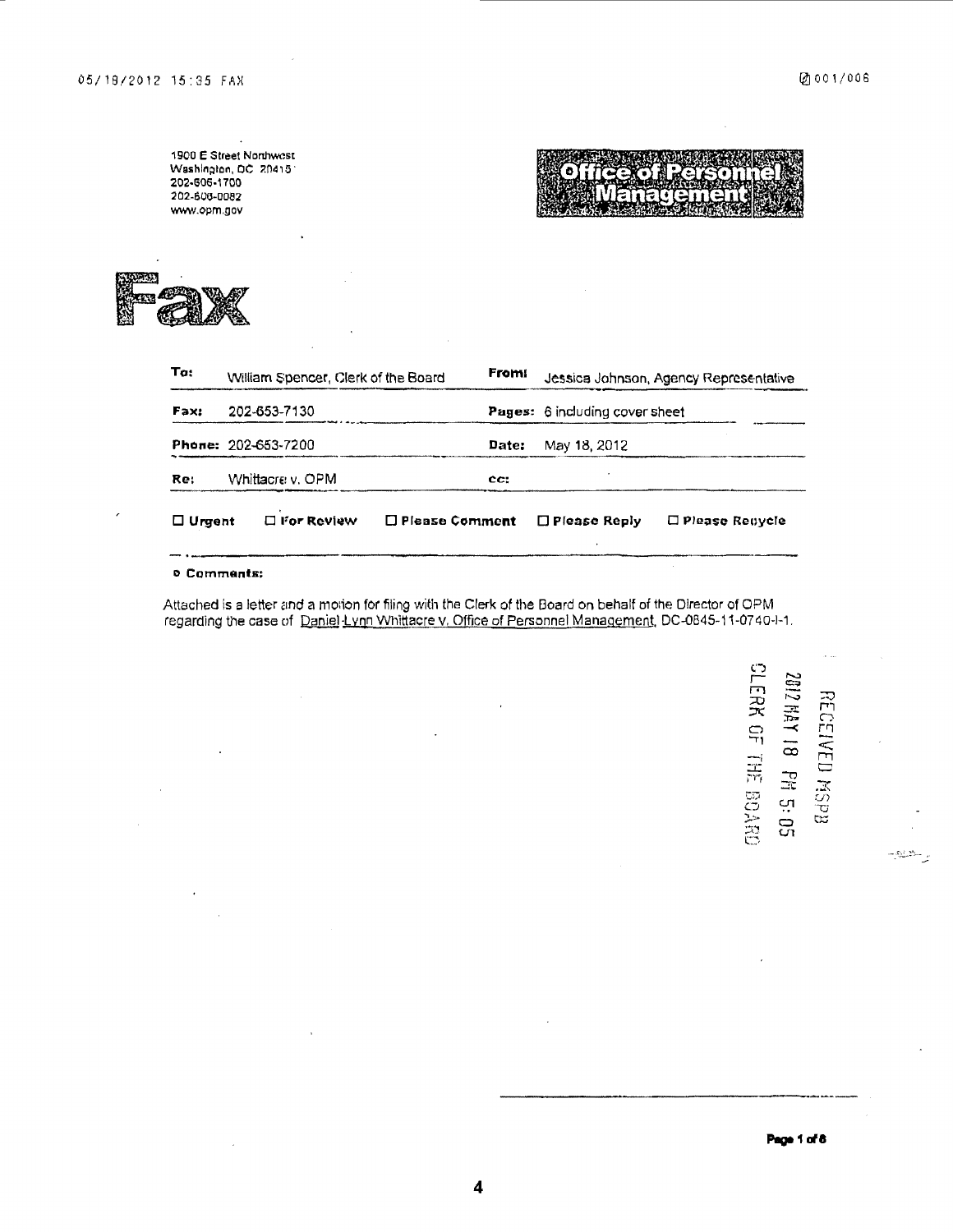05/18/2012 15:35 FAX 001/006

1900 E Street Northwest
Washington, DC 20415
202-606-1700
202-606-0082
www.opm.gov

**Office of Personnel Management**

# Fax

| | | | |
|---|---|---|---|
| **To:** | William Spencer, Clerk of the Board | **From:** | Jessica Johnson, Agency Representative |
| **Fax:** | 202-653-7130 | **Pages:** | 6 including cover sheet |
| **Phone:** | 202-653-7200 | **Date:** | May 18, 2012 |
| **Re:** | Whittacre v. OPM | **cc:** | |

☐ **Urgent** ☐ **For Review** ☐ **Please Comment** ☐ **Please Reply** ☐ **Please Recycle**

**• Comments:**

Attached is a letter and a motion for filing with the Clerk of the Board on behalf of the Director of OPM regarding the case of Daniel Lynn Whittacre v. Office of Personnel Management, DC-0845-11-0740-I-1.

RECEIVED MSPB
2012 MAY 18 PM 5:05
CLERK OF THE BOARD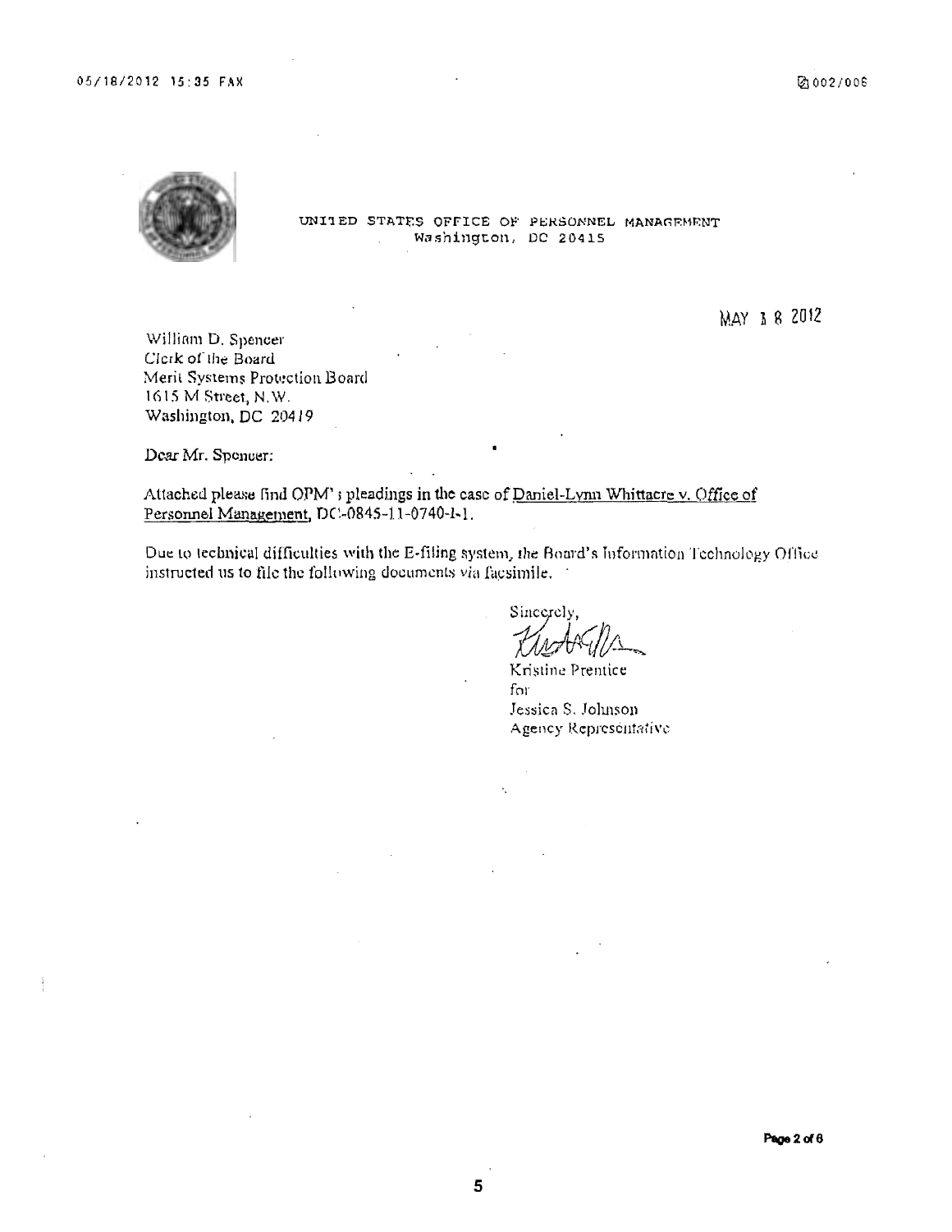UNITED STATES OFFICE OF PERSONNEL MANAGEMENT
Washington, DC 20415

MAY 18 2012

William D. Spencer
Clerk of the Board
Merit Systems Protection Board
1615 M Street, N.W.
Washington, DC 20419

Dear Mr. Spencer:

Attached please find OPM's pleadings in the case of Daniel-Lynn Whittacre v. Office of Personnel Management, DC-0845-11-0740-I-1.

Due to technical difficulties with the E-filing system, the Board's Information Technology Office instructed us to file the following documents via facsimile.

Sincerely,

Kristine Prentice
for
Jessica S. Johnson
Agency Representative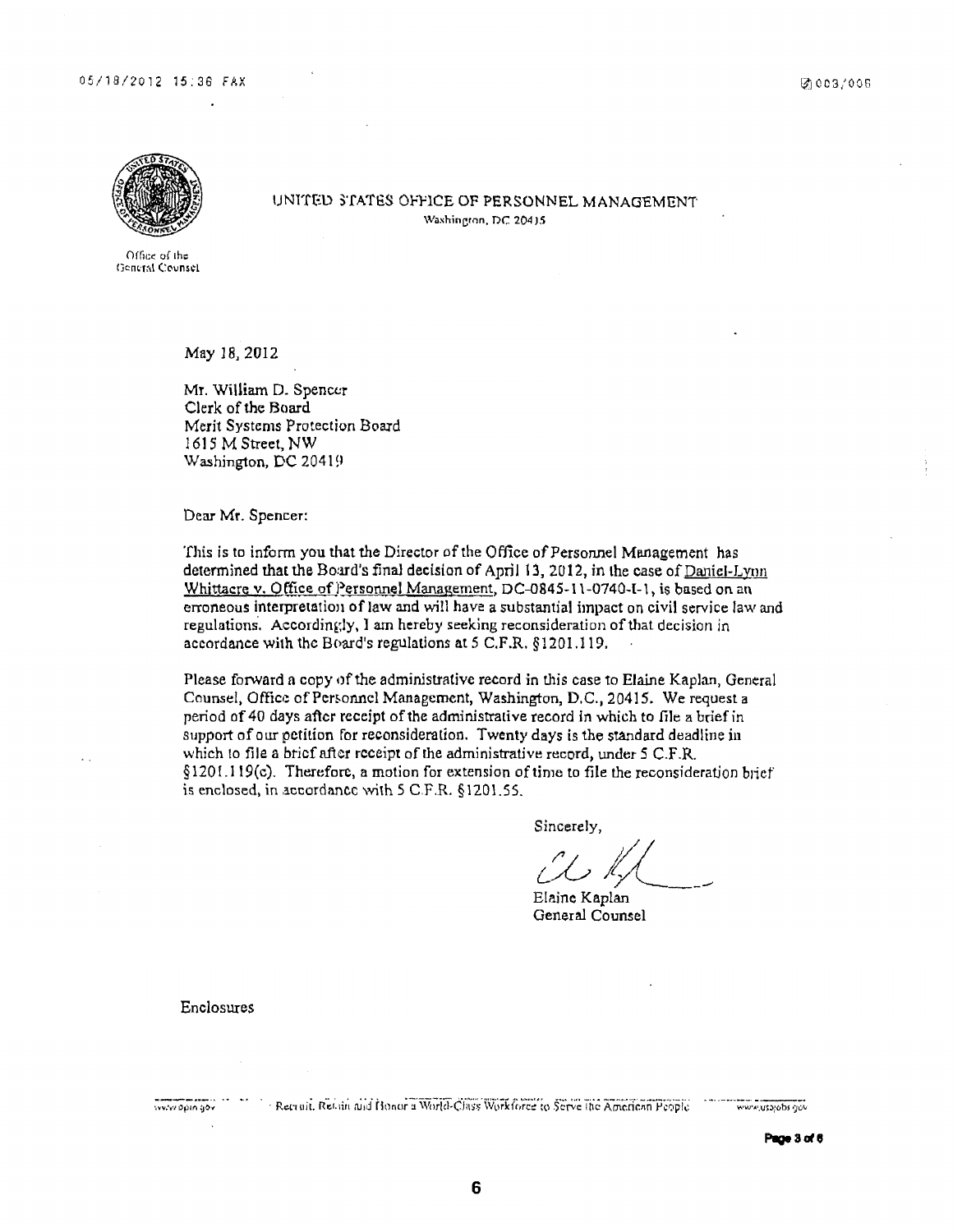UNITED STATES OFFICE OF PERSONNEL MANAGEMENT
Washington, DC 20415

Office of the General Counsel

May 18, 2012

Mr. William D. Spencer
Clerk of the Board
Merit Systems Protection Board
1615 M Street, NW
Washington, DC 20419

Dear Mr. Spencer:

This is to inform you that the Director of the Office of Personnel Management has determined that the Board's final decision of April 13, 2012, in the case of Daniel-Lynn Whittacre v. Office of Personnel Management, DC-0845-11-0740-I-1, is based on an erroneous interpretation of law and will have a substantial impact on civil service law and regulations. Accordingly, I am hereby seeking reconsideration of that decision in accordance with the Board's regulations at 5 C.F.R. §1201.119.

Please forward a copy of the administrative record in this case to Elaine Kaplan, General Counsel, Office of Personnel Management, Washington, D.C., 20415. We request a period of 40 days after receipt of the administrative record in which to file a brief in support of our petition for reconsideration. Twenty days is the standard deadline in which to file a brief after receipt of the administrative record, under 5 C.F.R. §1201.119(c). Therefore, a motion for extension of time to file the reconsideration brief is enclosed, in accordance with 5 C.F.R. §1201.55.

Sincerely,

Elaine Kaplan
General Counsel

Enclosures

www.opm.gov Recruit, Retain and Honor a World-Class Workforce to Serve the American People www.usajobs.gov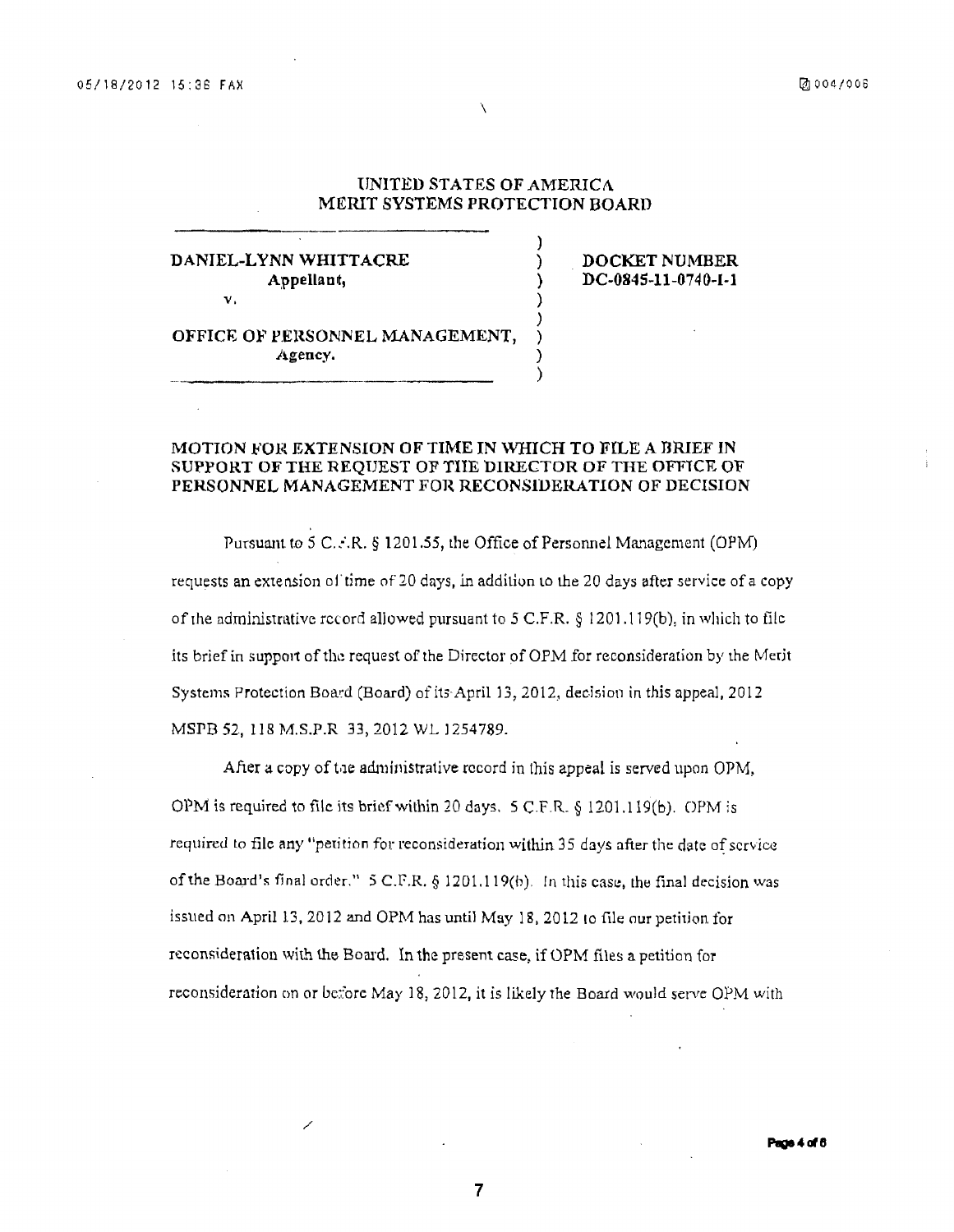UNITED STATES OF AMERICA
MERIT SYSTEMS PROTECTION BOARD

| | | |
|---|---|---|
| DANIEL-LYNN WHITTACRE<br>Appellant,<br>v.<br><br>OFFICE OF PERSONNEL MANAGEMENT,<br>Agency. | ) | DOCKET NUMBER<br>DC-0845-11-0740-I-1 |

## MOTION FOR EXTENSION OF TIME IN WHICH TO FILE A BRIEF IN SUPPORT OF THE REQUEST OF THE DIRECTOR OF THE OFFICE OF PERSONNEL MANAGEMENT FOR RECONSIDERATION OF DECISION

Pursuant to 5 C.F.R. § 1201.55, the Office of Personnel Management (OPM) requests an extension of time of 20 days, in addition to the 20 days after service of a copy of the administrative record allowed pursuant to 5 C.F.R. § 1201.119(b), in which to file its brief in support of the request of the Director of OPM for reconsideration by the Merit Systems Protection Board (Board) of its April 13, 2012, decision in this appeal, 2012 MSPB 52, 118 M.S.P.R 33, 2012 WL 1254789.

After a copy of the administrative record in this appeal is served upon OPM, OPM is required to file its brief within 20 days. 5 C.F.R. § 1201.119(b). OPM is required to file any "petition for reconsideration within 35 days after the date of service of the Board's final order." 5 C.F.R. § 1201.119(b). In this case, the final decision was issued on April 13, 2012 and OPM has until May 18, 2012 to file our petition for reconsideration with the Board. In the present case, if OPM files a petition for reconsideration on or before May 18, 2012, it is likely the Board would serve OPM with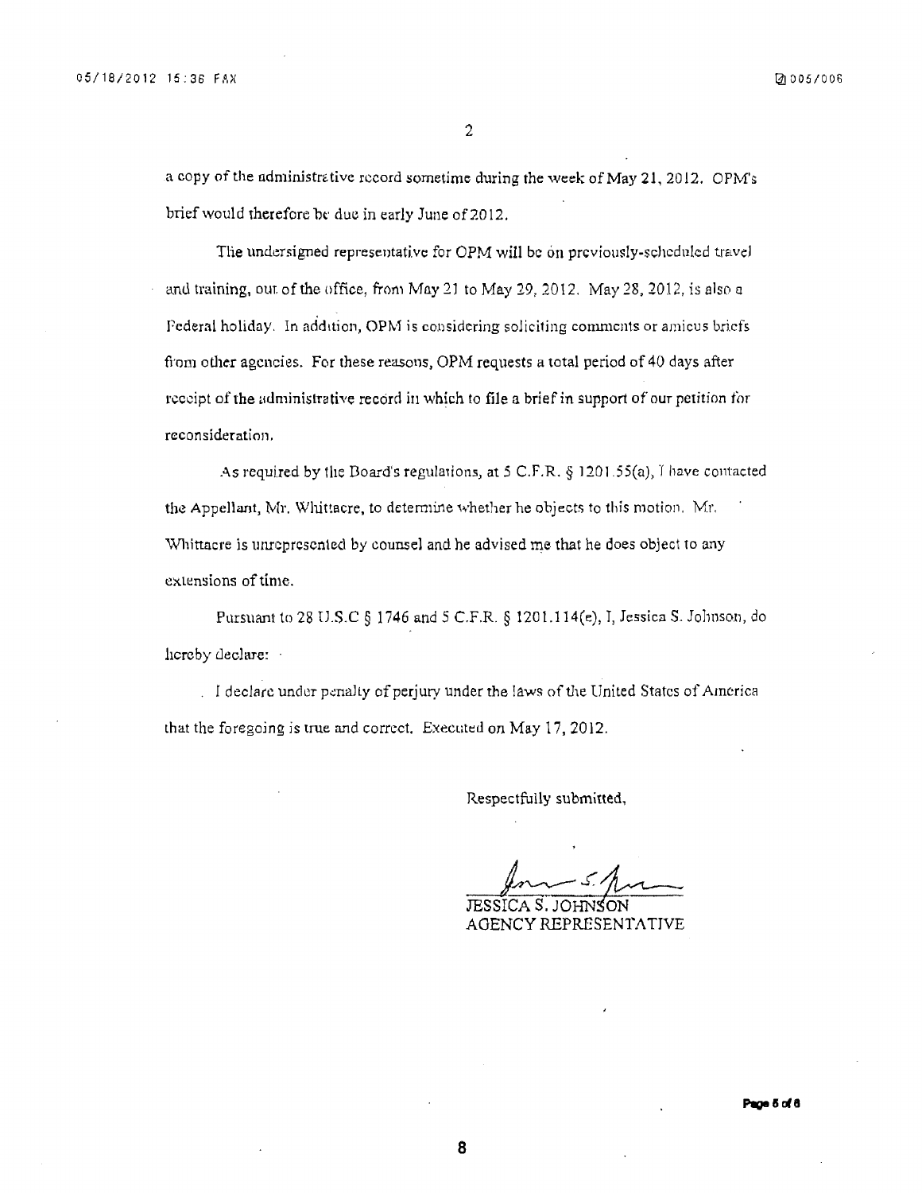a copy of the administrative record sometime during the week of May 21, 2012. OPM's brief would therefore be due in early June of 2012.

The undersigned representative for OPM will be on previously-scheduled travel and training, out of the office, from May 21 to May 29, 2012. May 28, 2012, is also a Federal holiday. In addition, OPM is considering soliciting comments or amicus briefs from other agencies. For these reasons, OPM requests a total period of 40 days after receipt of the administrative record in which to file a brief in support of our petition for reconsideration.

As required by the Board's regulations, at 5 C.F.R. § 1201.55(a), I have contacted the Appellant, Mr. Whittacre, to determine whether he objects to this motion. Mr. Whittacre is unrepresented by counsel and he advised me that he does object to any extensions of time.

Pursuant to 28 U.S.C § 1746 and 5 C.F.R. § 1201.114(e), I, Jessica S. Johnson, do hereby declare:

I declare under penalty of perjury under the laws of the United States of America that the foregoing is true and correct. Executed on May 17, 2012.

Respectfully submitted,

JESSICA S. JOHNSON
AGENCY REPRESENTATIVE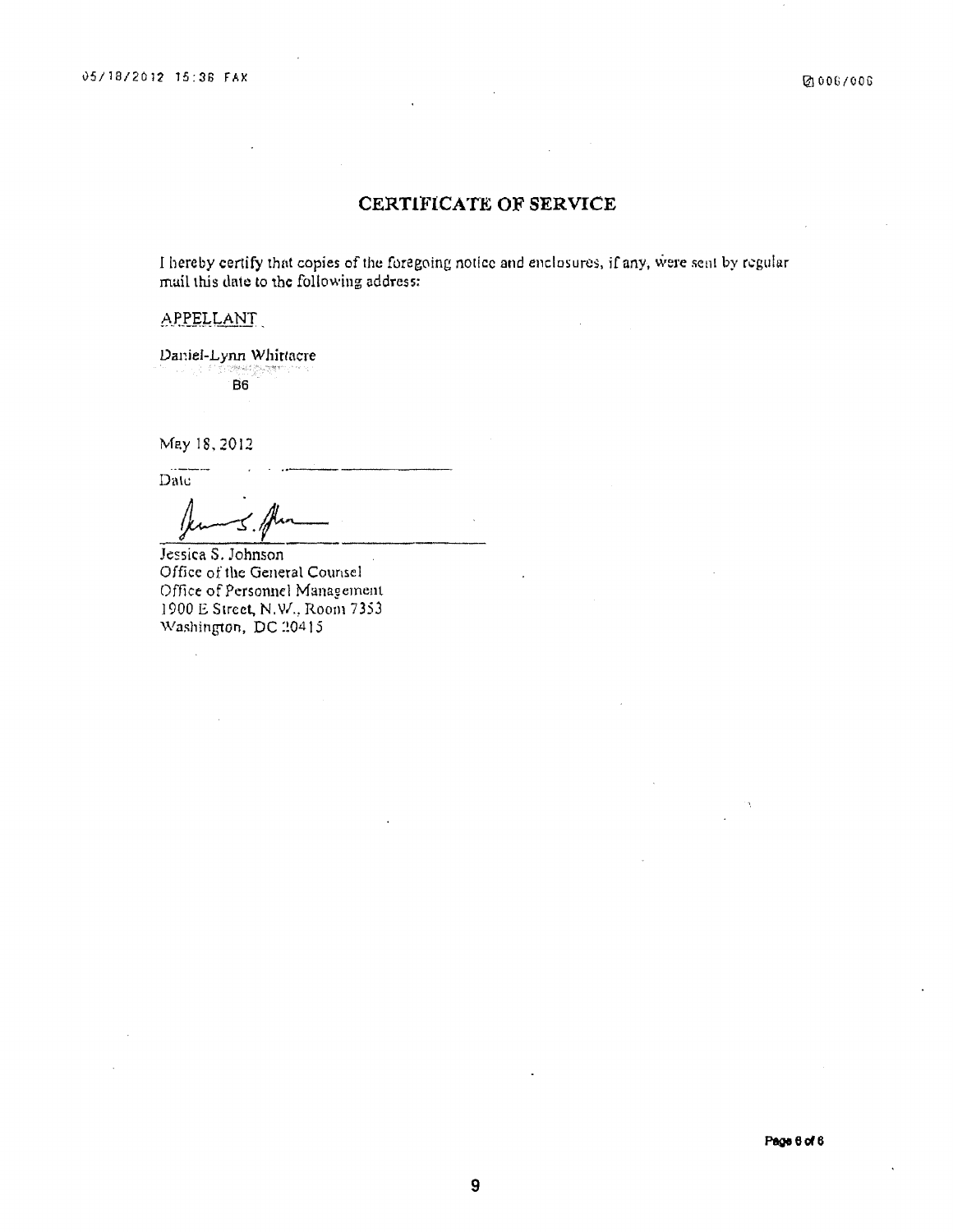# CERTIFICATE OF SERVICE

I hereby certify that copies of the foregoing notice and enclosures, if any, were sent by regular mail this date to the following address:

APPELLANT

Daniel-Lynn Whittacre

B6

May 18, 2012

Date

Jessica S. Johnson
Office of the General Counsel
Office of Personnel Management
1900 E Street, N.W., Room 7353
Washington, DC 20415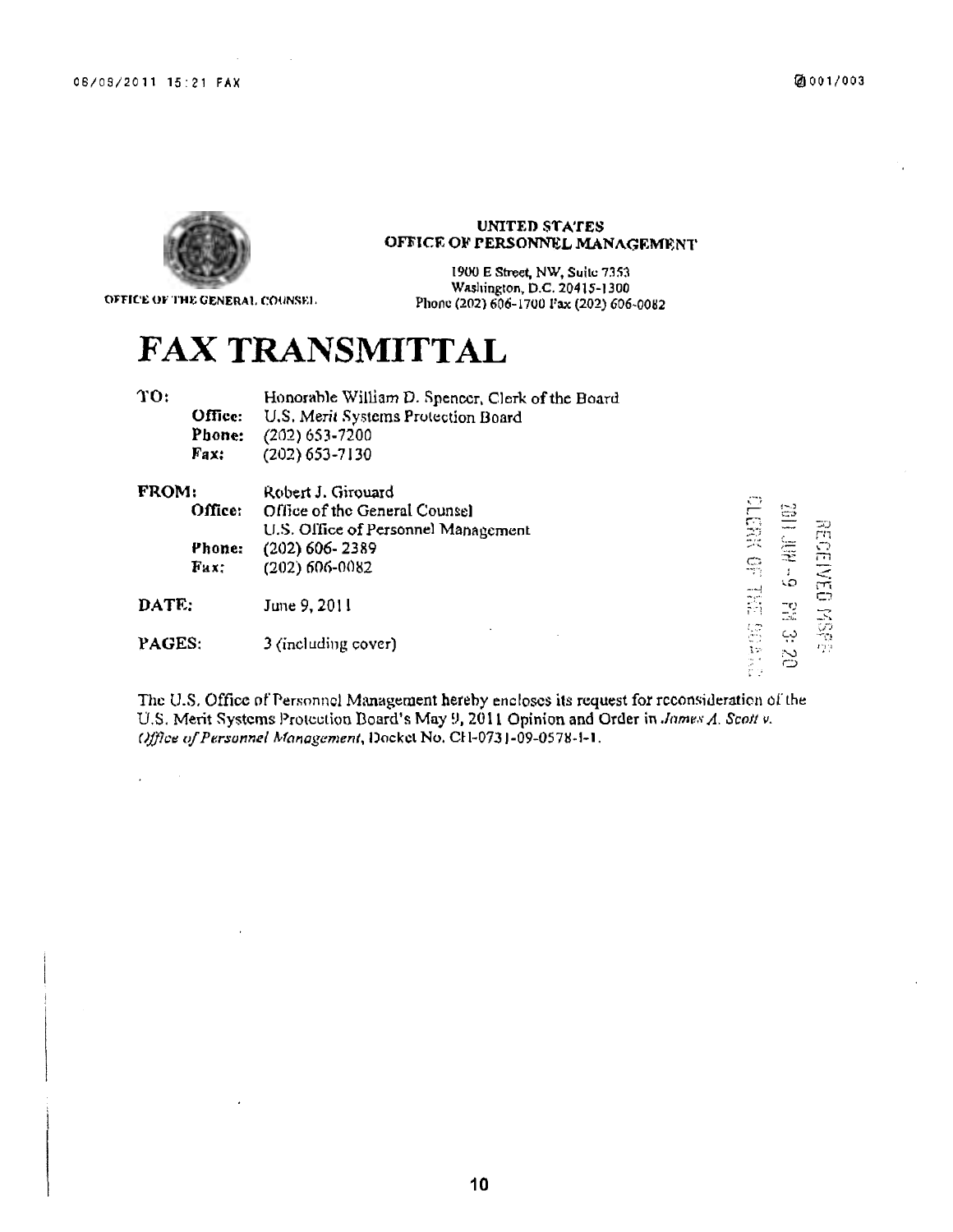06/09/2011 15:21 FAX 001/003

**UNITED STATES**
**OFFICE OF PERSONNEL MANAGEMENT**

OFFICE OF THE GENERAL COUNSEL

1900 E Street, NW, Suite 7353
Washington, D.C. 20415-1300
Phone (202) 606-1700 Fax (202) 606-0082

# FAX TRANSMITTAL

| | | |
|---|---|---|
| **TO:** | | Honorable William D. Spencer, Clerk of the Board |
| | **Office:** | U.S. Merit Systems Protection Board |
| | **Phone:** | (202) 653-7200 |
| | **Fax:** | (202) 653-7130 |
| **FROM:** | | Robert J. Girouard |
| | **Office:** | Office of the General Counsel<br>U.S. Office of Personnel Management |
| | **Phone:** | (202) 606- 2389 |
| | **Fax:** | (202) 606-0082 |
| **DATE:** | | June 9, 2011 |
| **PAGES:** | | 3 (including cover) |

RECEIVED MSPB
2011 JUN -9 PM 3:20
CLERK OF THE BOARD

The U.S. Office of Personnel Management hereby encloses its request for reconsideration of the U.S. Merit Systems Protection Board's May 9, 2011 Opinion and Order in *James A. Scott v. Office of Personnel Management*, Docket No. CH-0731-09-0578-I-1.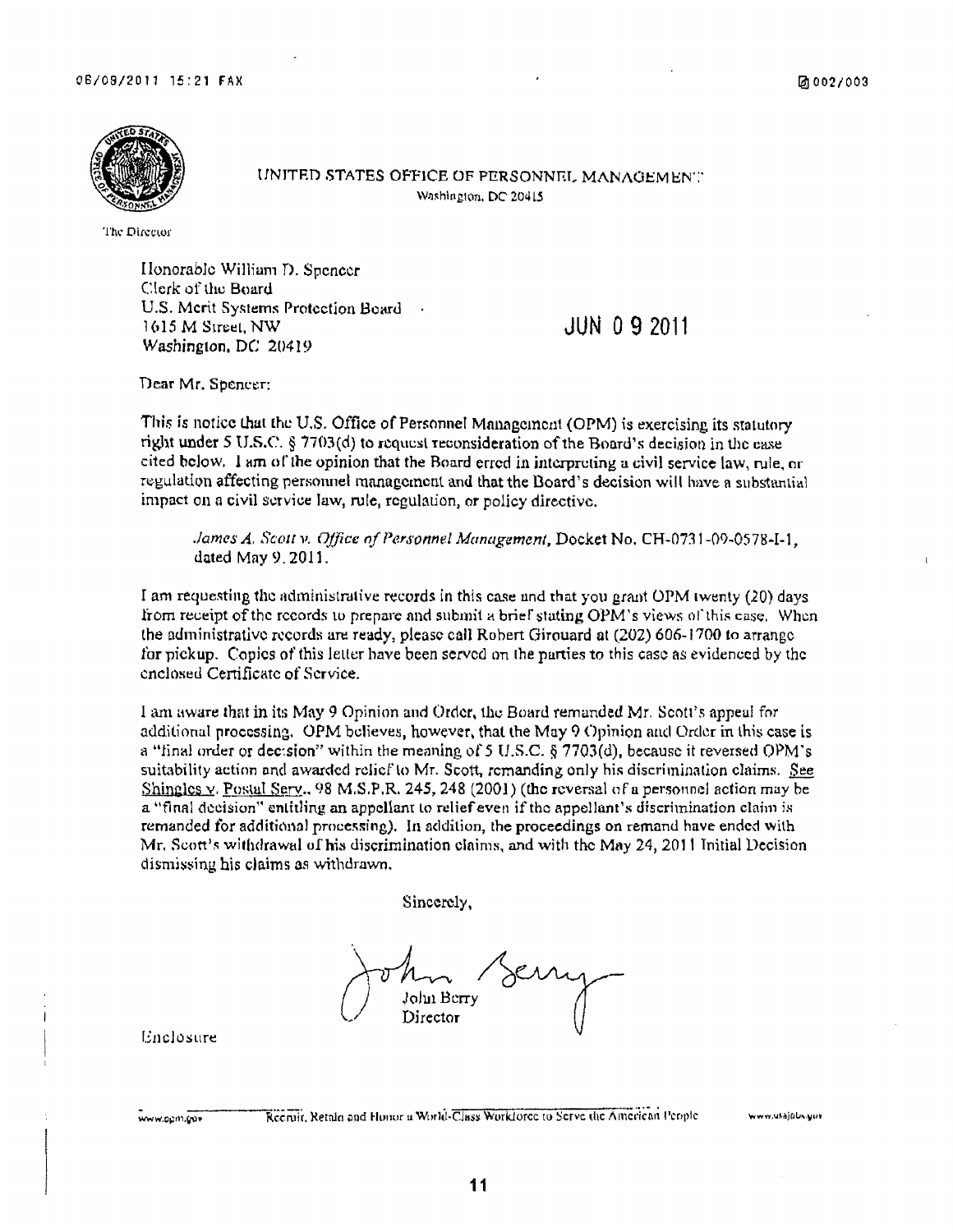UNITED STATES OFFICE OF PERSONNEL MANAGEMENT
Washington, DC 20415

The Director

Honorable William D. Spencer
Clerk of the Board
U.S. Merit Systems Protection Board
1615 M Street, NW
Washington, DC 20419

JUN 0 9 2011

Dear Mr. Spencer:

This is notice that the U.S. Office of Personnel Management (OPM) is exercising its statutory right under 5 U.S.C. § 7703(d) to request reconsideration of the Board's decision in the case cited below. I am of the opinion that the Board erred in interpreting a civil service law, rule, or regulation affecting personnel management and that the Board's decision will have a substantial impact on a civil service law, rule, regulation, or policy directive.

> *James A. Scott v. Office of Personnel Management*, Docket No. CH-0731-09-0578-I-1, dated May 9, 2011.

I am requesting the administrative records in this case and that you grant OPM twenty (20) days from receipt of the records to prepare and submit a brief stating OPM's views of this case. When the administrative records are ready, please call Robert Girouard at (202) 606-1700 to arrange for pickup. Copies of this letter have been served on the parties to this case as evidenced by the enclosed Certificate of Service.

I am aware that in its May 9 Opinion and Order, the Board remanded Mr. Scott's appeal for additional processing. OPM believes, however, that the May 9 Opinion and Order in this case is a "final order or decision" within the meaning of 5 U.S.C. § 7703(d), because it reversed OPM's suitability action and awarded relief to Mr. Scott, remanding only his discrimination claims. See Shingles v. Postal Serv., 98 M.S.P.R. 245, 248 (2001) (the reversal of a personnel action may be a "final decision" entitling an appellant to relief even if the appellant's discrimination claim is remanded for additional processing). In addition, the proceedings on remand have ended with Mr. Scott's withdrawal of his discrimination claims, and with the May 24, 2011 Initial Decision dismissing his claims as withdrawn.

Sincerely,

John Berry
Director

Enclosure

www.opm.gov — Recruit, Retain and Honor a World-Class Workforce to Serve the American People — www.usajobs.gov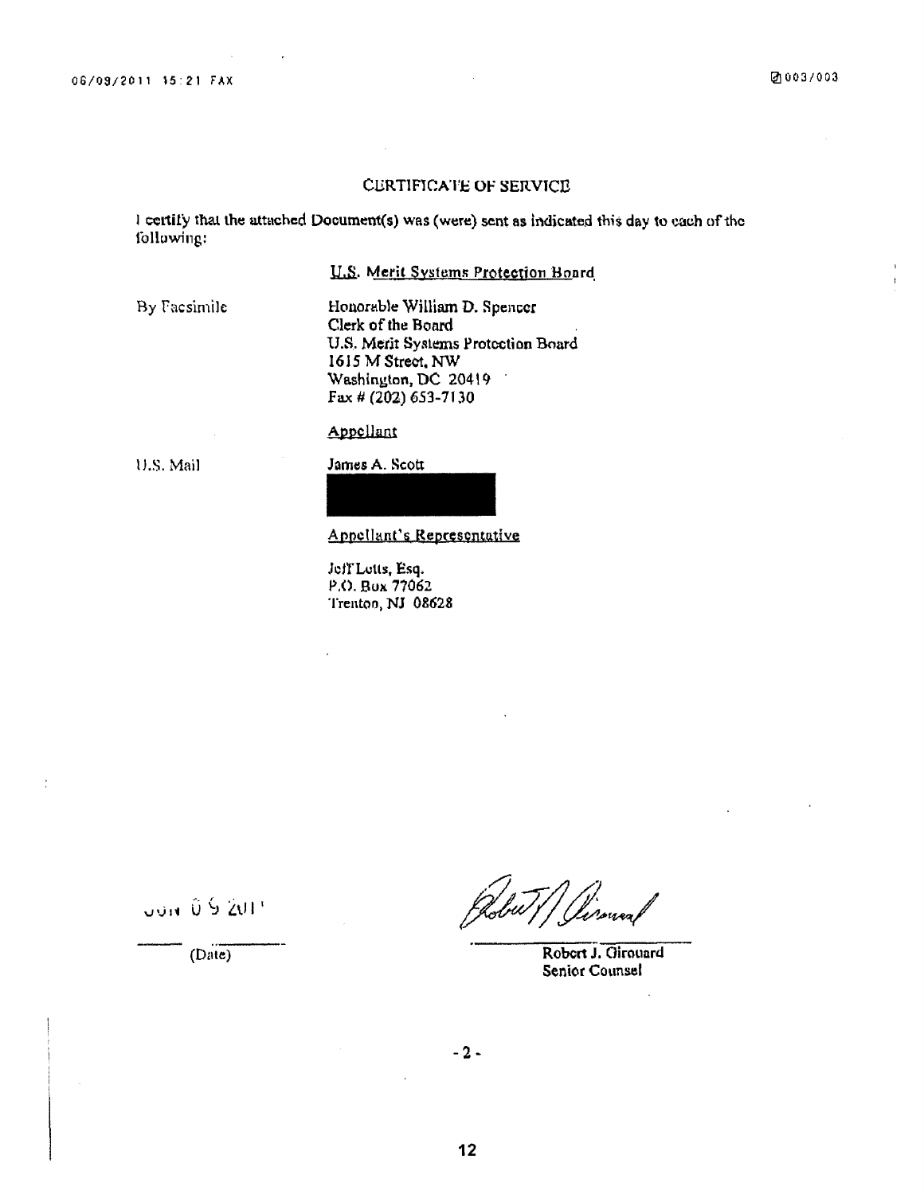## CERTIFICATE OF SERVICE

I certify that the attached Document(s) was (were) sent as indicated this day to each of the following:

U.S. Merit Systems Protection Board

By Facsimile

Honorable William D. Spencer
Clerk of the Board
U.S. Merit Systems Protection Board
1615 M Street, NW
Washington, DC 20419
Fax # (202) 653-7130

Appellant

U.S. Mail

James A. Scott

Appellant's Representative

Jeff Lotts, Esq.
P.O. Box 77062
Trenton, NJ 08628

JUN 0 9 2011
(Date)

Robert J. Girouard
Senior Counsel

- 2 -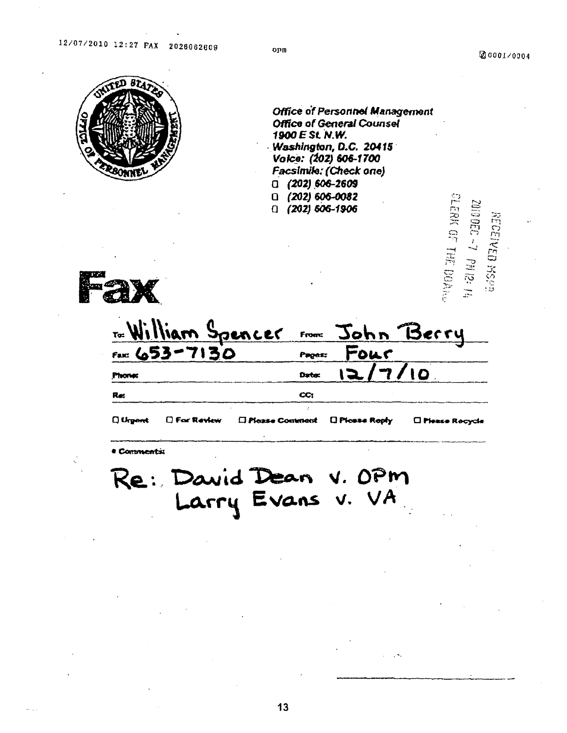12/07/2010 12:27 FAX 2026062609 opm 0001/0004

Office of Personnel Management
Office of General Counsel
1900 E St. N.W.
Washington, D.C. 20415
Voice: (202) 606-1700
Facsimile: (Check one)

- ☐ (202) 606-2609
- ☐ (202) 606-0082
- ☐ (202) 606-1906

RECEIVED MSPB
2010 DEC -7 PM 12:14
CLERK OF THE BOARD

# Fax

| | | | |
|---|---|---|---|
| To: William Spencer | | From: John Berry | |
| Fax: 653-7130 | | Pages: Four | |
| Phone: | | Date: 12/7/10 | |
| Re: | | CC: | |

☐ Urgent ☐ For Review ☐ Please Comment ☐ Please Reply ☐ Please Recycle

• Comments:

Re: David Dean v. OPM
Larry Evans v. VA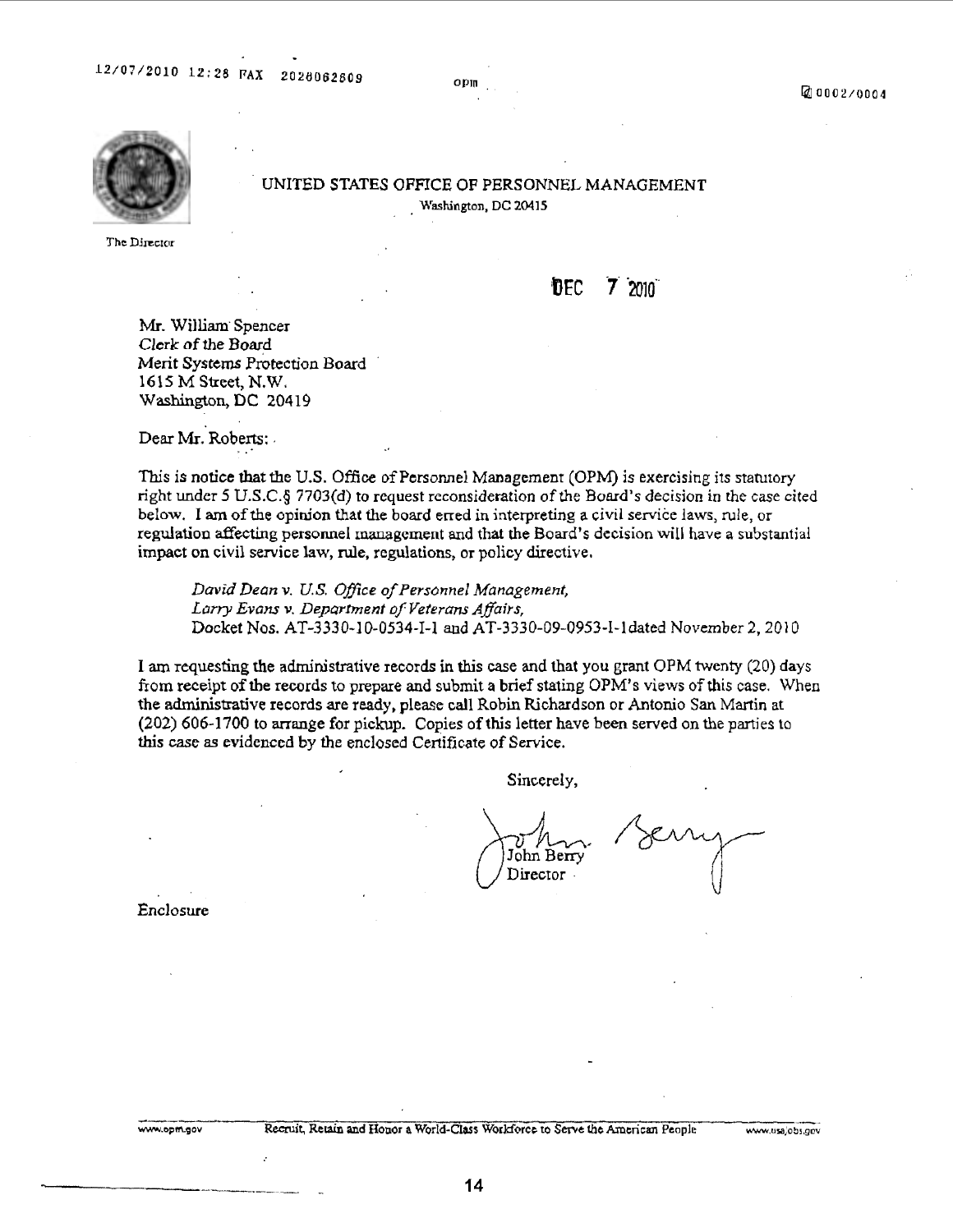12/07/2010 12:28 FAX 2026062609 opm 0002/0004

UNITED STATES OFFICE OF PERSONNEL MANAGEMENT
Washington, DC 20415

The Director

DEC 7 2010

Mr. William Spencer
Clerk of the Board
Merit Systems Protection Board
1615 M Street, N.W.
Washington, DC 20419

Dear Mr. Roberts:

This is notice that the U.S. Office of Personnel Management (OPM) is exercising its statutory right under 5 U.S.C.§ 7703(d) to request reconsideration of the Board's decision in the case cited below. I am of the opinion that the board erred in interpreting a civil service laws, rule, or regulation affecting personnel management and that the Board's decision will have a substantial impact on civil service law, rule, regulations, or policy directive.

> *David Dean v. U.S. Office of Personnel Management,*
> *Larry Evans v. Department of Veterans Affairs,*
> Docket Nos. AT-3330-10-0534-I-1 and AT-3330-09-0953-I-1dated November 2, 2010

I am requesting the administrative records in this case and that you grant OPM twenty (20) days from receipt of the records to prepare and submit a brief stating OPM's views of this case. When the administrative records are ready, please call Robin Richardson or Antonio San Martin at (202) 606-1700 to arrange for pickup. Copies of this letter have been served on the parties to this case as evidenced by the enclosed Certificate of Service.

Sincerely,

John Berry
Director

Enclosure

www.opm.gov Recruit, Retain and Honor a World-Class Workforce to Serve the American People www.usajobs.gov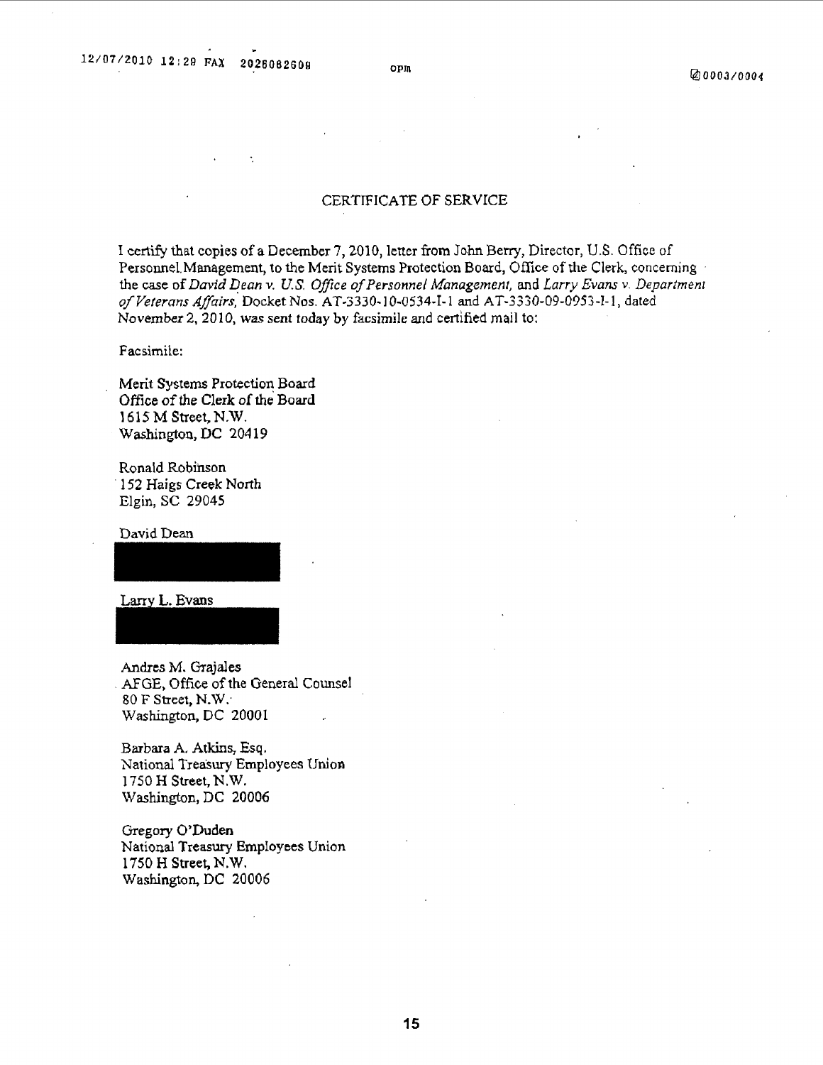# CERTIFICATE OF SERVICE

I certify that copies of a December 7, 2010, letter from John Berry, Director, U.S. Office of Personnel Management, to the Merit Systems Protection Board, Office of the Clerk, concerning the case of *David Dean v. U.S. Office of Personnel Management*, and *Larry Evans v. Department of Veterans Affairs*, Docket Nos. AT-3330-10-0534-I-1 and AT-3330-09-0953-I-1, dated November 2, 2010, was sent today by facsimile and certified mail to:

Facsimile:

Merit Systems Protection Board
Office of the Clerk of the Board
1615 M Street, N.W.
Washington, DC 20419

Ronald Robinson
152 Haigs Creek North
Elgin, SC 29045

David Dean

Larry L. Evans

Andres M. Grajales
AFGE, Office of the General Counsel
80 F Street, N.W.
Washington, DC 20001

Barbara A. Atkins, Esq.
National Treasury Employees Union
1750 H Street, N.W.
Washington, DC 20006

Gregory O'Duden
National Treasury Employees Union
1750 H Street, N.W.
Washington, DC 20006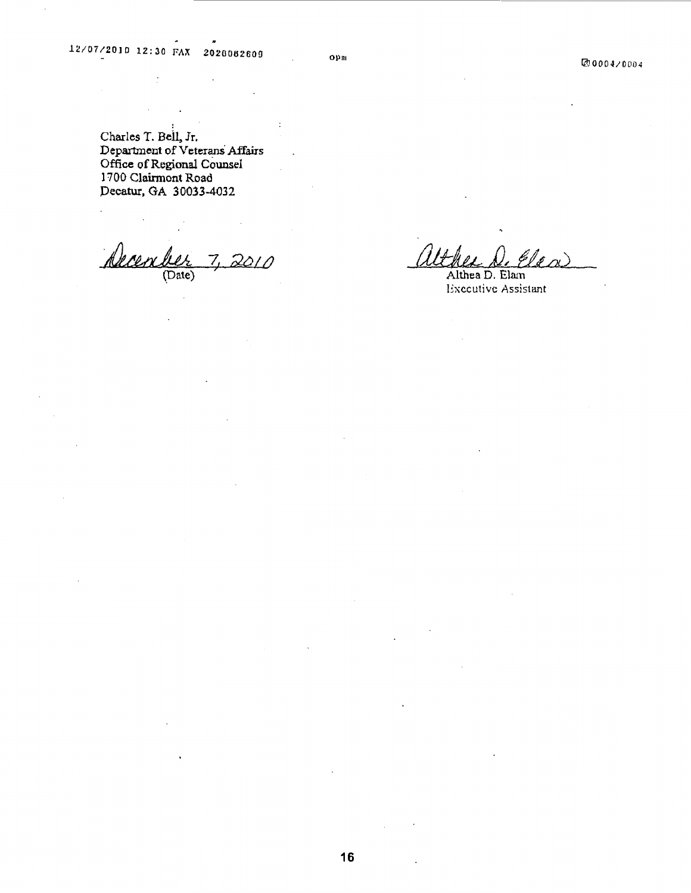Charles T. Bell, Jr.
Department of Veterans Affairs
Office of Regional Counsel
1700 Clairmont Road
Decatur, GA 30033-4032

December 7, 2010
(Date)

Althea D. Elam
Althea D. Elam
Executive Assistant